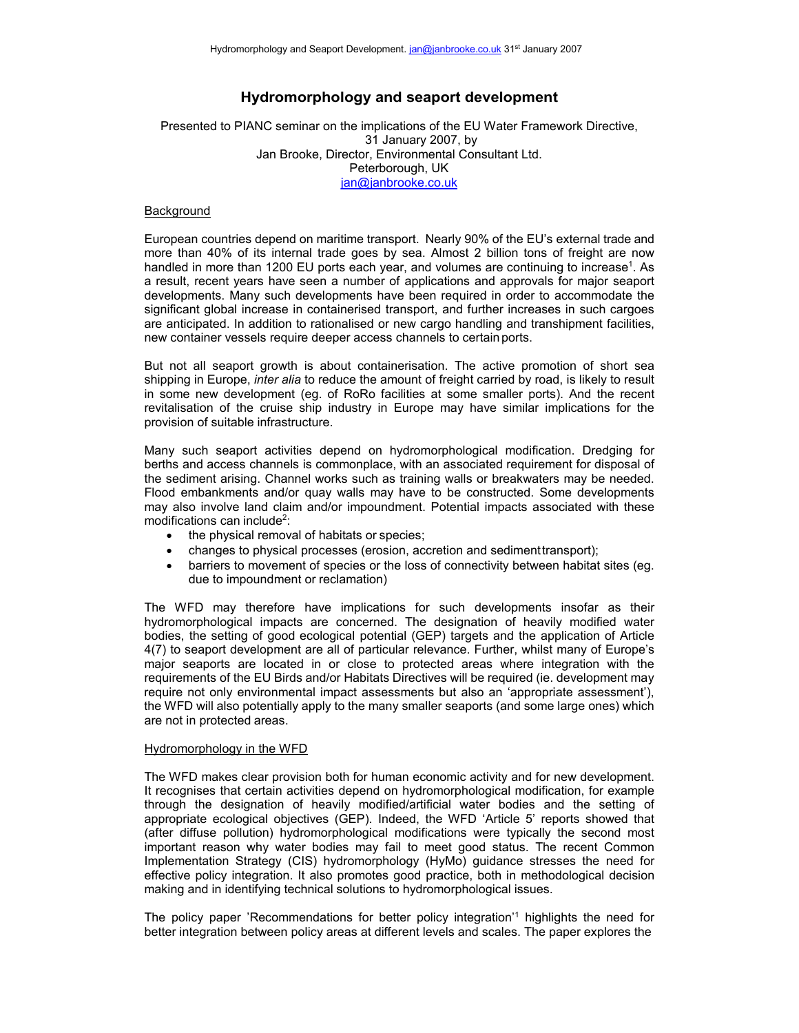# Hydromorphology and seaport development

Presented to PIANC seminar on the implications of the EU Water Framework Directive,
31 January 2007, by
Jan Brooke, Director, Environmental Consultant Ltd.
Peterborough, UK
jan@janbrooke.co.uk

## Background

European countries depend on maritime transport. Nearly 90% of the EU's external trade and more than 40% of its internal trade goes by sea. Almost 2 billion tons of freight are now handled in more than 1200 EU ports each year, and volumes are continuing to increase[1]. As a result, recent years have seen a number of applications and approvals for major seaport developments. Many such developments have been required in order to accommodate the significant global increase in containerised transport, and further increases in such cargoes are anticipated. In addition to rationalised or new cargo handling and transhipment facilities, new container vessels require deeper access channels to certain ports.

But not all seaport growth is about containerisation. The active promotion of short sea shipping in Europe, *inter alia* to reduce the amount of freight carried by road, is likely to result in some new development (eg. of RoRo facilities at some smaller ports). And the recent revitalisation of the cruise ship industry in Europe may have similar implications for the provision of suitable infrastructure.

Many such seaport activities depend on hydromorphological modification. Dredging for berths and access channels is commonplace, with an associated requirement for disposal of the sediment arising. Channel works such as training walls or breakwaters may be needed. Flood embankments and/or quay walls may have to be constructed. Some developments may also involve land claim and/or impoundment. Potential impacts associated with these modifications can include[2]:

- the physical removal of habitats or species;
- changes to physical processes (erosion, accretion and sediment transport);
- barriers to movement of species or the loss of connectivity between habitat sites (eg. due to impoundment or reclamation)

The WFD may therefore have implications for such developments insofar as their hydromorphological impacts are concerned. The designation of heavily modified water bodies, the setting of good ecological potential (GEP) targets and the application of Article 4(7) to seaport development are all of particular relevance. Further, whilst many of Europe's major seaports are located in or close to protected areas where integration with the requirements of the EU Birds and/or Habitats Directives will be required (ie. development may require not only environmental impact assessments but also an 'appropriate assessment'), the WFD will also potentially apply to the many smaller seaports (and some large ones) which are not in protected areas.

## Hydromorphology in the WFD

The WFD makes clear provision both for human economic activity and for new development. It recognises that certain activities depend on hydromorphological modification, for example through the designation of heavily modified/artificial water bodies and the setting of appropriate ecological objectives (GEP). Indeed, the WFD 'Article 5' reports showed that (after diffuse pollution) hydromorphological modifications were typically the second most important reason why water bodies may fail to meet good status. The recent Common Implementation Strategy (CIS) hydromorphology (HyMo) guidance stresses the need for effective policy integration. It also promotes good practice, both in methodological decision making and in identifying technical solutions to hydromorphological issues.

The policy paper 'Recommendations for better policy integration'[1] highlights the need for better integration between policy areas at different levels and scales. The paper explores the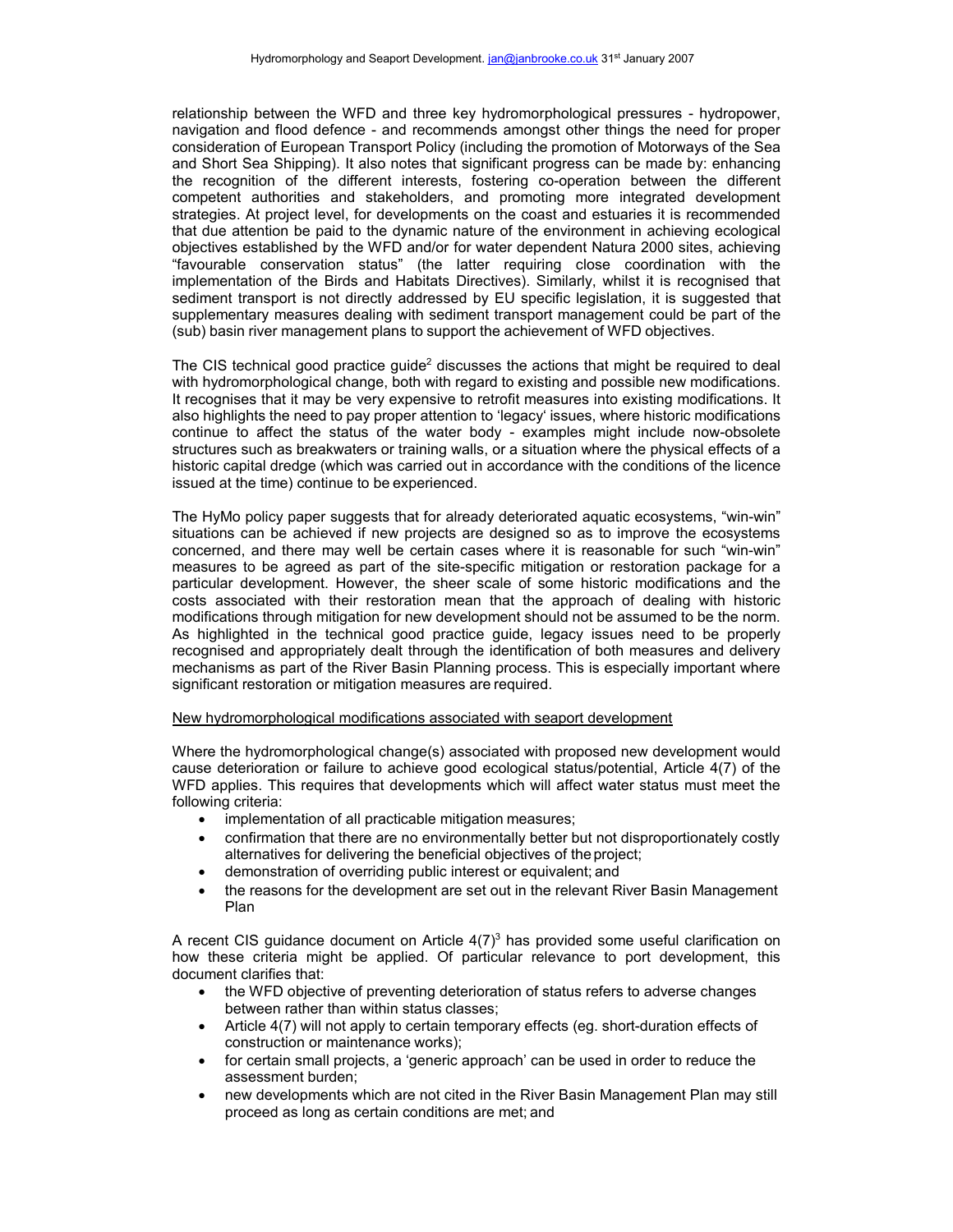relationship between the WFD and three key hydromorphological pressures - hydropower, navigation and flood defence - and recommends amongst other things the need for proper consideration of European Transport Policy (including the promotion of Motorways of the Sea and Short Sea Shipping). It also notes that significant progress can be made by: enhancing the recognition of the different interests, fostering co-operation between the different competent authorities and stakeholders, and promoting more integrated development strategies. At project level, for developments on the coast and estuaries it is recommended that due attention be paid to the dynamic nature of the environment in achieving ecological objectives established by the WFD and/or for water dependent Natura 2000 sites, achieving "favourable conservation status" (the latter requiring close coordination with the implementation of the Birds and Habitats Directives). Similarly, whilst it is recognised that sediment transport is not directly addressed by EU specific legislation, it is suggested that supplementary measures dealing with sediment transport management could be part of the (sub) basin river management plans to support the achievement of WFD objectives.

The CIS technical good practice guide[2] discusses the actions that might be required to deal with hydromorphological change, both with regard to existing and possible new modifications. It recognises that it may be very expensive to retrofit measures into existing modifications. It also highlights the need to pay proper attention to 'legacy' issues, where historic modifications continue to affect the status of the water body - examples might include now-obsolete structures such as breakwaters or training walls, or a situation where the physical effects of a historic capital dredge (which was carried out in accordance with the conditions of the licence issued at the time) continue to be experienced.

The HyMo policy paper suggests that for already deteriorated aquatic ecosystems, "win-win" situations can be achieved if new projects are designed so as to improve the ecosystems concerned, and there may well be certain cases where it is reasonable for such "win-win" measures to be agreed as part of the site-specific mitigation or restoration package for a particular development. However, the sheer scale of some historic modifications and the costs associated with their restoration mean that the approach of dealing with historic modifications through mitigation for new development should not be assumed to be the norm. As highlighted in the technical good practice guide, legacy issues need to be properly recognised and appropriately dealt through the identification of both measures and delivery mechanisms as part of the River Basin Planning process. This is especially important where significant restoration or mitigation measures are required.

## New hydromorphological modifications associated with seaport development

Where the hydromorphological change(s) associated with proposed new development would cause deterioration or failure to achieve good ecological status/potential, Article 4(7) of the WFD applies. This requires that developments which will affect water status must meet the following criteria:

- implementation of all practicable mitigation measures;
- confirmation that there are no environmentally better but not disproportionately costly alternatives for delivering the beneficial objectives of the project;
- demonstration of overriding public interest or equivalent; and
- the reasons for the development are set out in the relevant River Basin Management Plan

A recent CIS guidance document on Article 4(7)[3] has provided some useful clarification on how these criteria might be applied. Of particular relevance to port development, this document clarifies that:

- the WFD objective of preventing deterioration of status refers to adverse changes between rather than within status classes;
- Article 4(7) will not apply to certain temporary effects (eg. short-duration effects of construction or maintenance works);
- for certain small projects, a 'generic approach' can be used in order to reduce the assessment burden;
- new developments which are not cited in the River Basin Management Plan may still proceed as long as certain conditions are met; and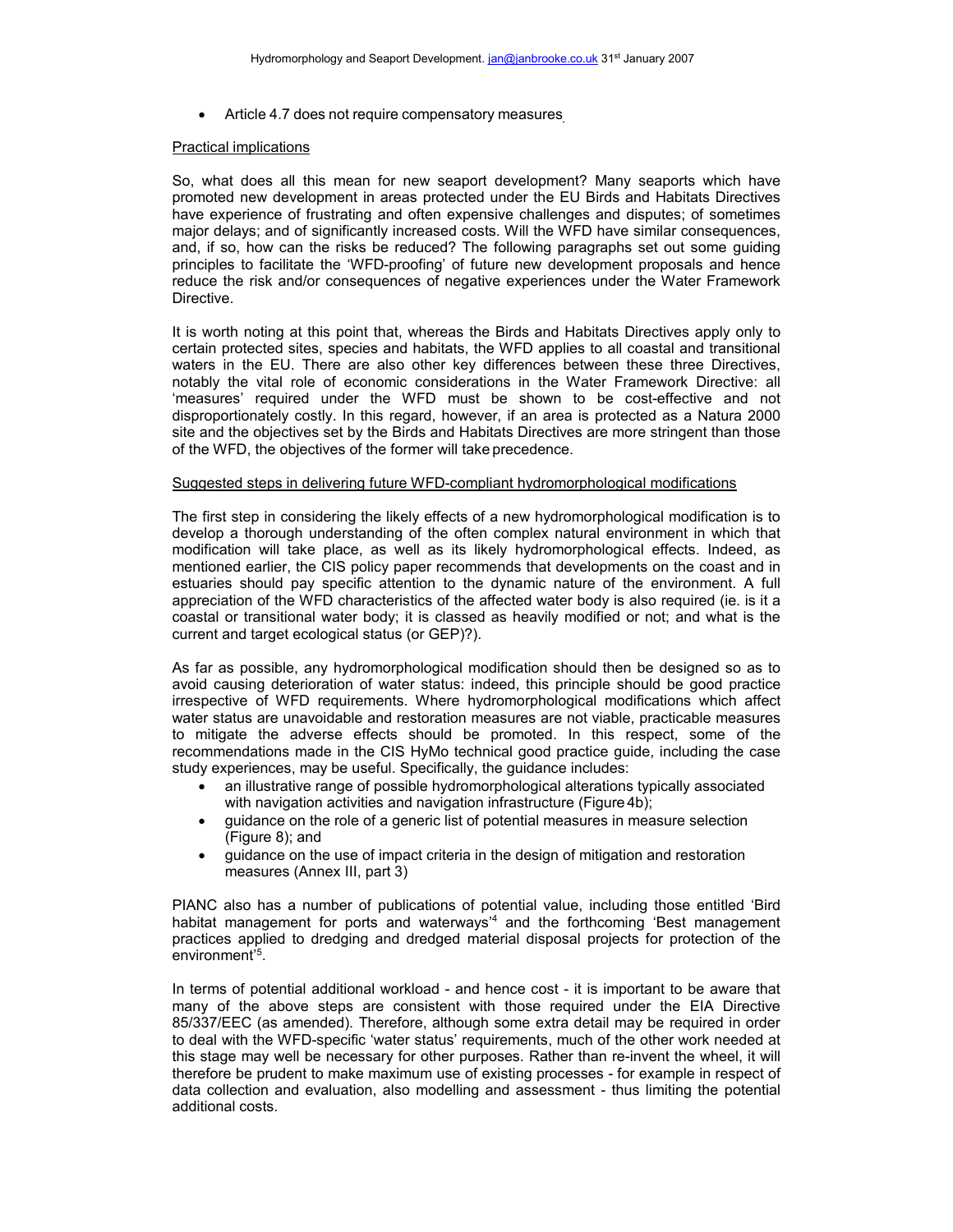- Article 4.7 does not require compensatory measures

Practical implications

So, what does all this mean for new seaport development? Many seaports which have promoted new development in areas protected under the EU Birds and Habitats Directives have experience of frustrating and often expensive challenges and disputes; of sometimes major delays; and of significantly increased costs. Will the WFD have similar consequences, and, if so, how can the risks be reduced? The following paragraphs set out some guiding principles to facilitate the 'WFD-proofing' of future new development proposals and hence reduce the risk and/or consequences of negative experiences under the Water Framework Directive.

It is worth noting at this point that, whereas the Birds and Habitats Directives apply only to certain protected sites, species and habitats, the WFD applies to all coastal and transitional waters in the EU. There are also other key differences between these three Directives, notably the vital role of economic considerations in the Water Framework Directive: all 'measures' required under the WFD must be shown to be cost-effective and not disproportionately costly. In this regard, however, if an area is protected as a Natura 2000 site and the objectives set by the Birds and Habitats Directives are more stringent than those of the WFD, the objectives of the former will take precedence.

Suggested steps in delivering future WFD-compliant hydromorphological modifications

The first step in considering the likely effects of a new hydromorphological modification is to develop a thorough understanding of the often complex natural environment in which that modification will take place, as well as its likely hydromorphological effects. Indeed, as mentioned earlier, the CIS policy paper recommends that developments on the coast and in estuaries should pay specific attention to the dynamic nature of the environment. A full appreciation of the WFD characteristics of the affected water body is also required (ie. is it a coastal or transitional water body; it is classed as heavily modified or not; and what is the current and target ecological status (or GEP)?).

As far as possible, any hydromorphological modification should then be designed so as to avoid causing deterioration of water status: indeed, this principle should be good practice irrespective of WFD requirements. Where hydromorphological modifications which affect water status are unavoidable and restoration measures are not viable, practicable measures to mitigate the adverse effects should be promoted. In this respect, some of the recommendations made in the CIS HyMo technical good practice guide, including the case study experiences, may be useful. Specifically, the guidance includes:

- an illustrative range of possible hydromorphological alterations typically associated with navigation activities and navigation infrastructure (Figure 4b);
- guidance on the role of a generic list of potential measures in measure selection (Figure 8); and
- guidance on the use of impact criteria in the design of mitigation and restoration measures (Annex III, part 3)

PIANC also has a number of publications of potential value, including those entitled 'Bird habitat management for ports and waterways'[4] and the forthcoming 'Best management practices applied to dredging and dredged material disposal projects for protection of the environment'[5].

In terms of potential additional workload - and hence cost - it is important to be aware that many of the above steps are consistent with those required under the EIA Directive 85/337/EEC (as amended). Therefore, although some extra detail may be required in order to deal with the WFD-specific 'water status' requirements, much of the other work needed at this stage may well be necessary for other purposes. Rather than re-invent the wheel, it will therefore be prudent to make maximum use of existing processes - for example in respect of data collection and evaluation, also modelling and assessment - thus limiting the potential additional costs.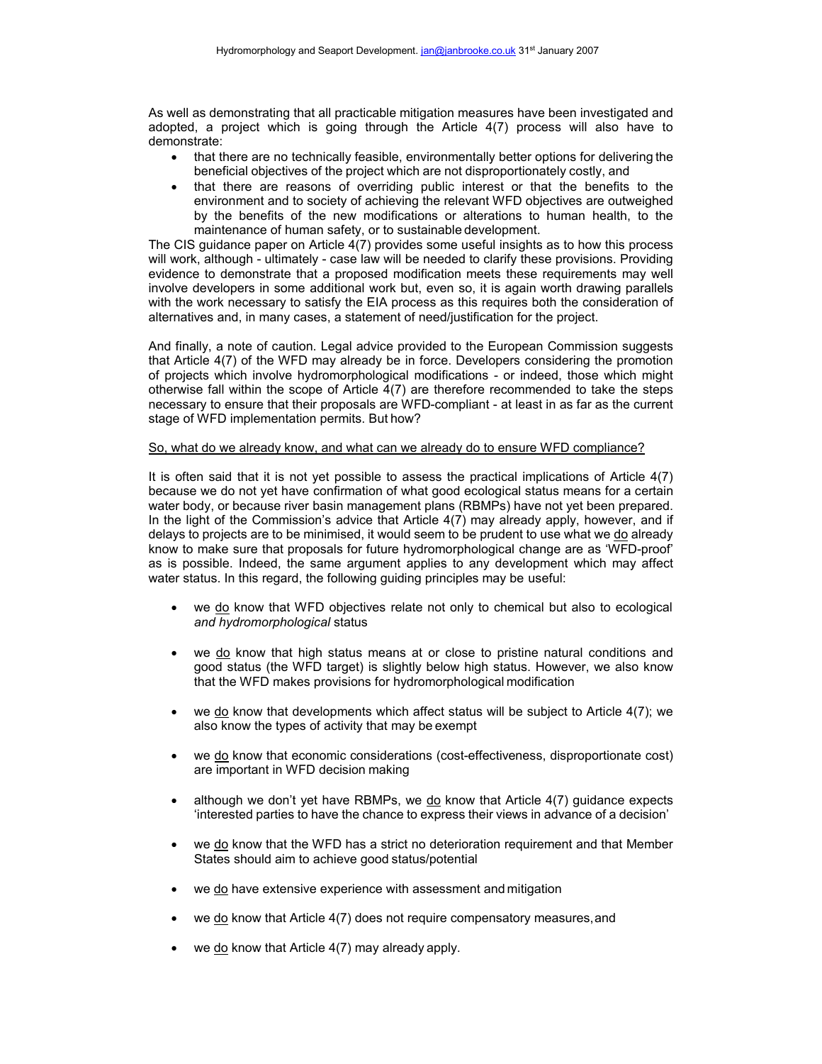As well as demonstrating that all practicable mitigation measures have been investigated and adopted, a project which is going through the Article 4(7) process will also have to demonstrate:

- that there are no technically feasible, environmentally better options for delivering the beneficial objectives of the project which are not disproportionately costly, and
- that there are reasons of overriding public interest or that the benefits to the environment and to society of achieving the relevant WFD objectives are outweighed by the benefits of the new modifications or alterations to human health, to the maintenance of human safety, or to sustainable development.

The CIS guidance paper on Article 4(7) provides some useful insights as to how this process will work, although - ultimately - case law will be needed to clarify these provisions. Providing evidence to demonstrate that a proposed modification meets these requirements may well involve developers in some additional work but, even so, it is again worth drawing parallels with the work necessary to satisfy the EIA process as this requires both the consideration of alternatives and, in many cases, a statement of need/justification for the project.

And finally, a note of caution. Legal advice provided to the European Commission suggests that Article 4(7) of the WFD may already be in force. Developers considering the promotion of projects which involve hydromorphological modifications - or indeed, those which might otherwise fall within the scope of Article 4(7) are therefore recommended to take the steps necessary to ensure that their proposals are WFD-compliant - at least in as far as the current stage of WFD implementation permits. But how?

<u>So, what do we already know, and what can we already do to ensure WFD compliance?</u>

It is often said that it is not yet possible to assess the practical implications of Article 4(7) because we do not yet have confirmation of what good ecological status means for a certain water body, or because river basin management plans (RBMPs) have not yet been prepared. In the light of the Commission's advice that Article 4(7) may already apply, however, and if delays to projects are to be minimised, it would seem to be prudent to use what we <u>do</u> already know to make sure that proposals for future hydromorphological change are as 'WFD-proof' as is possible. Indeed, the same argument applies to any development which may affect water status. In this regard, the following guiding principles may be useful:

- we <u>do</u> know that WFD objectives relate not only to chemical but also to ecological *and hydromorphological* status
- we <u>do</u> know that high status means at or close to pristine natural conditions and good status (the WFD target) is slightly below high status. However, we also know that the WFD makes provisions for hydromorphological modification
- we <u>do</u> know that developments which affect status will be subject to Article 4(7); we also know the types of activity that may be exempt
- we <u>do</u> know that economic considerations (cost-effectiveness, disproportionate cost) are important in WFD decision making
- although we don't yet have RBMPs, we <u>do</u> know that Article 4(7) guidance expects 'interested parties to have the chance to express their views in advance of a decision'
- we <u>do</u> know that the WFD has a strict no deterioration requirement and that Member States should aim to achieve good status/potential
- we <u>do</u> have extensive experience with assessment and mitigation
- we <u>do</u> know that Article 4(7) does not require compensatory measures, and
- we <u>do</u> know that Article 4(7) may already apply.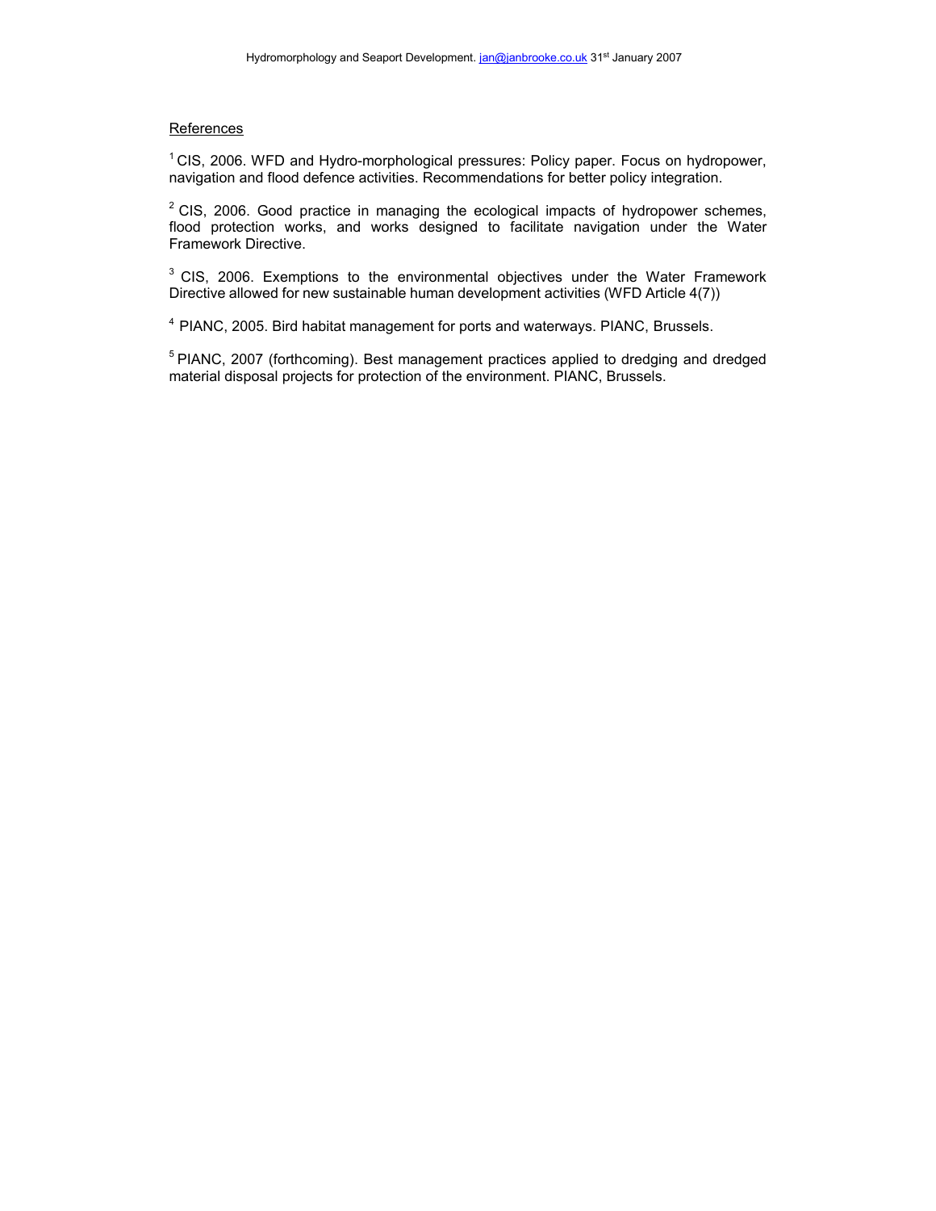References

[1] CIS, 2006. WFD and Hydro-morphological pressures: Policy paper. Focus on hydropower, navigation and flood defence activities. Recommendations for better policy integration.

[2] CIS, 2006. Good practice in managing the ecological impacts of hydropower schemes, flood protection works, and works designed to facilitate navigation under the Water Framework Directive.

[3] CIS, 2006. Exemptions to the environmental objectives under the Water Framework Directive allowed for new sustainable human development activities (WFD Article 4(7))

[4] PIANC, 2005. Bird habitat management for ports and waterways. PIANC, Brussels.

[5] PIANC, 2007 (forthcoming). Best management practices applied to dredging and dredged material disposal projects for protection of the environment. PIANC, Brussels.